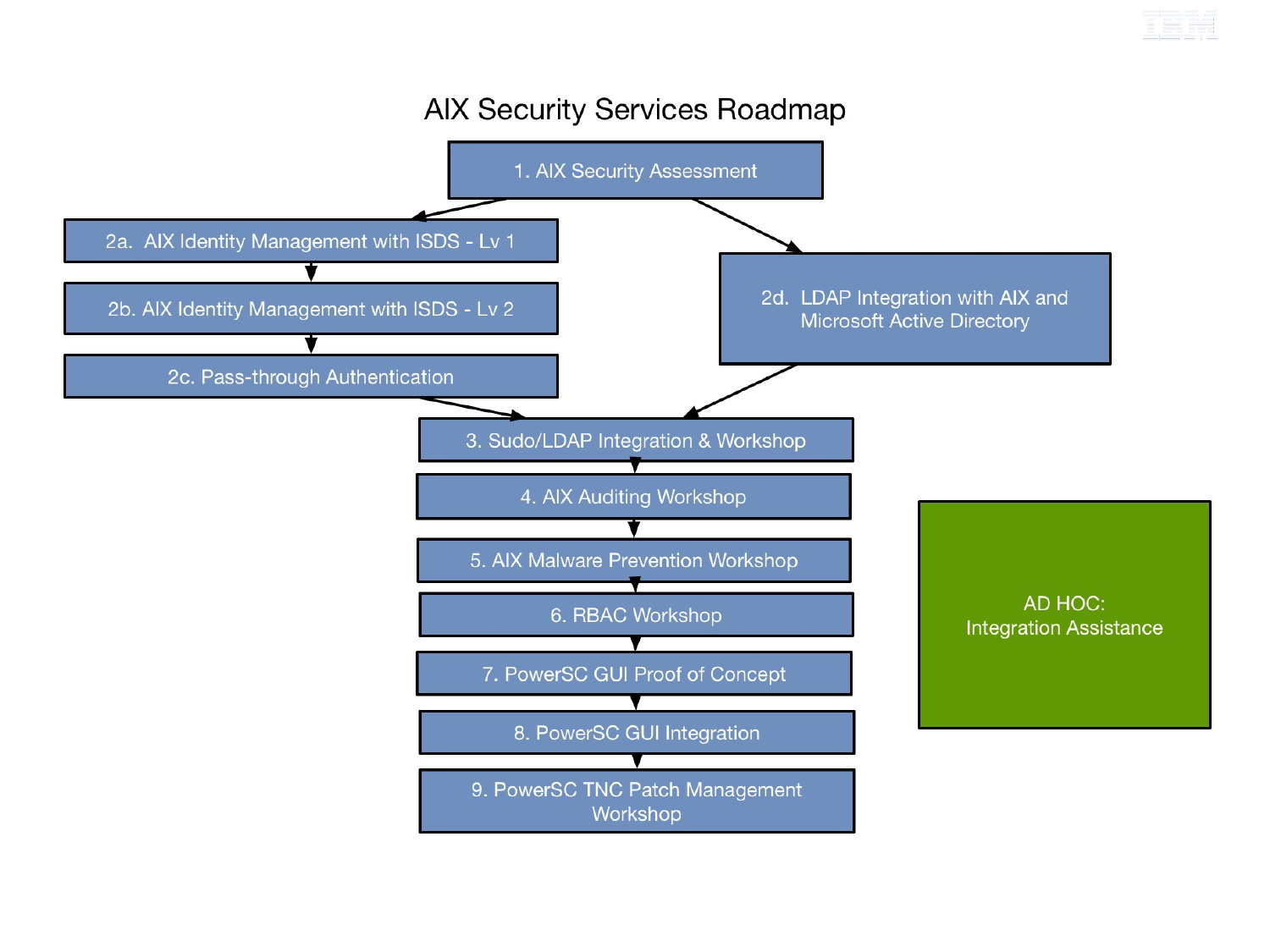# AIX Security Services Roadmap

1. AIX Security Assessment

2a. AIX Identity Management with ISDS - Lv 1

2b. AIX Identity Management with ISDS - Lv 2

2c. Pass-through Authentication

2d. LDAP Integration with AIX and Microsoft Active Directory

3. Sudo/LDAP Integration & Workshop

4. AIX Auditing Workshop

5. AIX Malware Prevention Workshop

6. RBAC Workshop

7. PowerSC GUI Proof of Concept

8. PowerSC GUI Integration

9. PowerSC TNC Patch Management Workshop

AD HOC:
Integration Assistance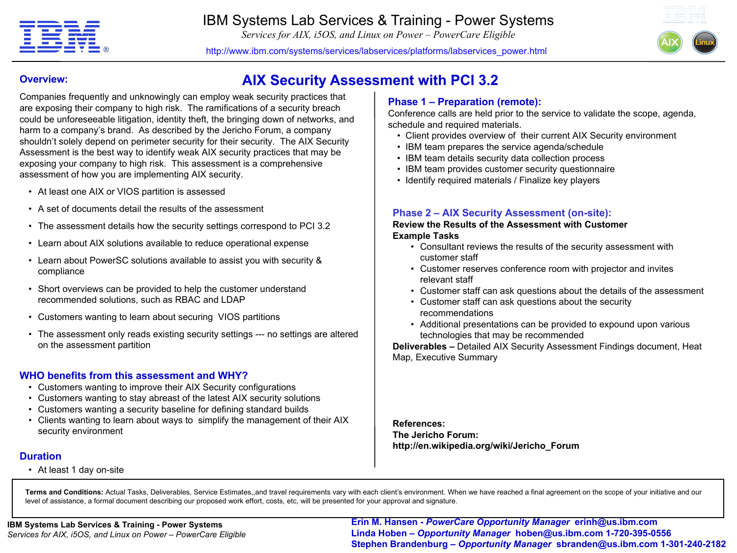# AIX Security Assessment with PCI 3.2

## Overview:

Companies frequently and unknowingly can employ weak security practices that are exposing their company to high risk. The ramifications of a security breach could be unforeseeable litigation, identity theft, the bringing down of networks, and harm to a company's brand. As described by the Jericho Forum, a company shouldn't solely depend on perimeter security for their security. The AIX Security Assessment is the best way to identify weak AIX security practices that may be exposing your company to high risk. This assessment is a comprehensive assessment of how you are implementing AIX security.

- At least one AIX or VIOS partition is assessed
- A set of documents detail the results of the assessment
- The assessment details how the security settings correspond to PCI 3.2
- Learn about AIX solutions available to reduce operational expense
- Learn about PowerSC solutions available to assist you with security & compliance
- Short overviews can be provided to help the customer understand recommended solutions, such as RBAC and LDAP
- Customers wanting to learn about securing VIOS partitions
- The assessment only reads existing security settings --- no settings are altered on the assessment partition

## WHO benefits from this assessment and WHY?

- Customers wanting to improve their AIX Security configurations
- Customers wanting to stay abreast of the latest AIX security solutions
- Customers wanting a security baseline for defining standard builds
- Clients wanting to learn about ways to simplify the management of their AIX security environment

## Duration

- At least 1 day on-site

## Phase 1 – Preparation (remote):

Conference calls are held prior to the service to validate the scope, agenda, schedule and required materials.

- Client provides overview of their current AIX Security environment
- IBM team prepares the service agenda/schedule
- IBM team details security data collection process
- IBM team provides customer security questionnaire
- Identify required materials / Finalize key players

## Phase 2 – AIX Security Assessment (on-site):

**Review the Results of the Assessment with Customer**

**Example Tasks**

- Consultant reviews the results of the security assessment with customer staff
- Customer reserves conference room with projector and invites relevant staff
- Customer staff can ask questions about the details of the assessment
- Customer staff can ask questions about the security recommendations
- Additional presentations can be provided to expound upon various technologies that may be recommended

**Deliverables –** Detailed AIX Security Assessment Findings document, Heat Map, Executive Summary

**References:**

**The Jericho Forum:**

**http://en.wikipedia.org/wiki/Jericho_Forum**

**Terms and Conditions:** Actual Tasks, Deliverables, Service Estimates,,and travel requirements vary with each client's environment. When we have reached a final agreement on the scope of your initiative and our level of assistance, a formal document describing our proposed work effort, costs, etc, will be presented for your approval and signature.

**Erin M. Hansen -** ***PowerCare Opportunity Manager*** **erinh@us.ibm.com**
**Linda Hoben –** ***Opportunity Manager*** **hoben@us.ibm.com 1-720-395-0556**
**Stephen Brandenburg –** ***Opportunity Manager*** **sbranden@us.ibm.com 1-301-240-2182**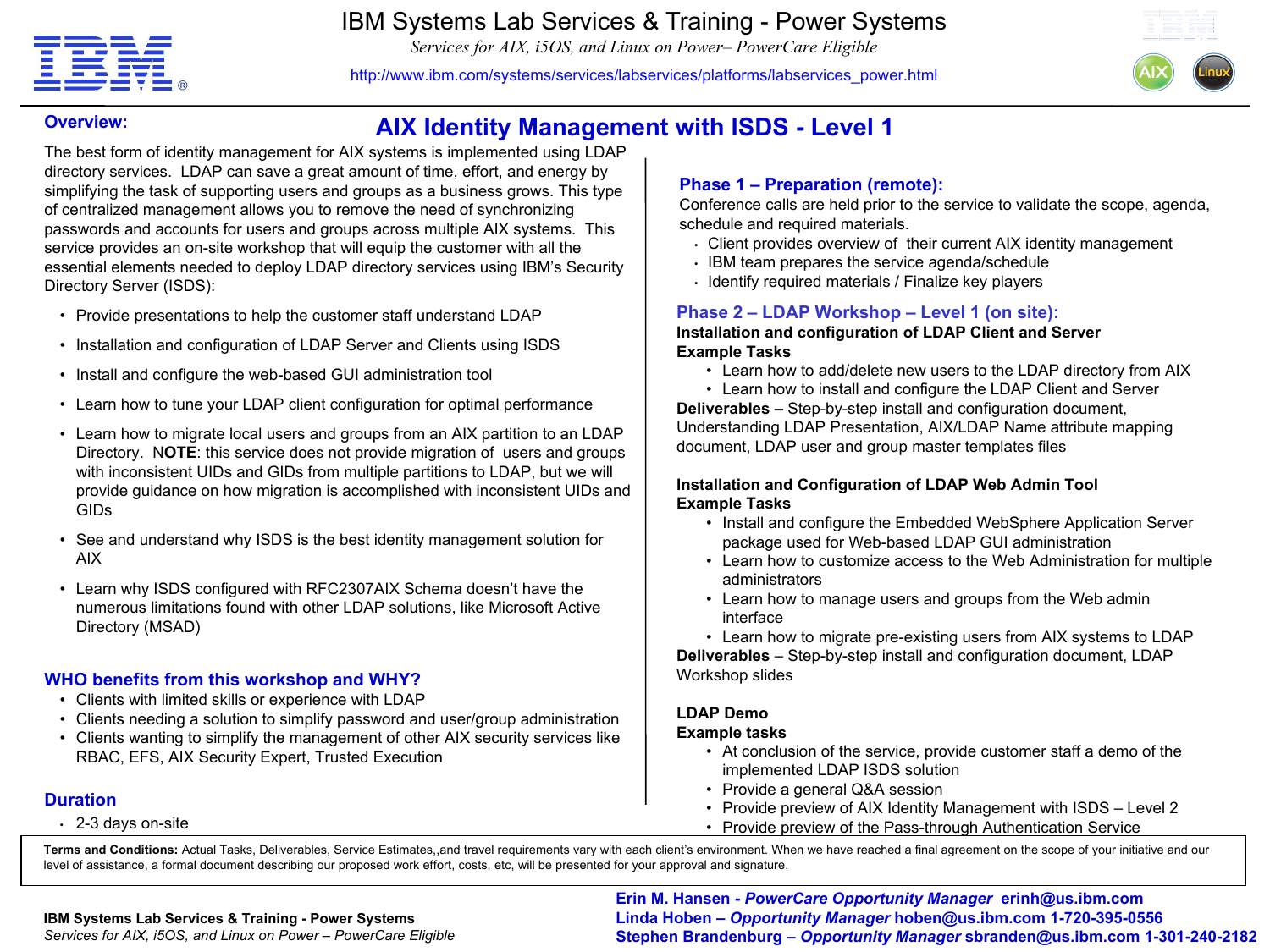# IBM Systems Lab Services & Training - Power Systems

*Services for AIX, i5OS, and Linux on Power– PowerCare Eligible*

http://www.ibm.com/systems/services/labservices/platforms/labservices_power.html

## AIX Identity Management with ISDS - Level 1

### Overview:

The best form of identity management for AIX systems is implemented using LDAP directory services. LDAP can save a great amount of time, effort, and energy by simplifying the task of supporting users and groups as a business grows. This type of centralized management allows you to remove the need of synchronizing passwords and accounts for users and groups across multiple AIX systems. This service provides an on-site workshop that will equip the customer with all the essential elements needed to deploy LDAP directory services using IBM's Security Directory Server (ISDS):

- Provide presentations to help the customer staff understand LDAP
- Installation and configuration of LDAP Server and Clients using ISDS
- Install and configure the web-based GUI administration tool
- Learn how to tune your LDAP client configuration for optimal performance
- Learn how to migrate local users and groups from an AIX partition to an LDAP Directory. N**OTE**: this service does not provide migration of users and groups with inconsistent UIDs and GIDs from multiple partitions to LDAP, but we will provide guidance on how migration is accomplished with inconsistent UIDs and GIDs
- See and understand why ISDS is the best identity management solution for AIX
- Learn why ISDS configured with RFC2307AIX Schema doesn't have the numerous limitations found with other LDAP solutions, like Microsoft Active Directory (MSAD)

### WHO benefits from this workshop and WHY?

- Clients with limited skills or experience with LDAP
- Clients needing a solution to simplify password and user/group administration
- Clients wanting to simplify the management of other AIX security services like RBAC, EFS, AIX Security Expert, Trusted Execution

### Duration

- 2-3 days on-site

### Phase 1 – Preparation (remote):

Conference calls are held prior to the service to validate the scope, agenda, schedule and required materials.

- Client provides overview of their current AIX identity management
- IBM team prepares the service agenda/schedule
- Identify required materials / Finalize key players

### Phase 2 – LDAP Workshop – Level 1 (on site):

**Installation and configuration of LDAP Client and Server**

**Example Tasks**

- Learn how to add/delete new users to the LDAP directory from AIX
- Learn how to install and configure the LDAP Client and Server

**Deliverables –** Step-by-step install and configuration document, Understanding LDAP Presentation, AIX/LDAP Name attribute mapping document, LDAP user and group master templates files

**Installation and Configuration of LDAP Web Admin Tool**

**Example Tasks**

- Install and configure the Embedded WebSphere Application Server package used for Web-based LDAP GUI administration
- Learn how to customize access to the Web Administration for multiple administrators
- Learn how to manage users and groups from the Web admin interface
- Learn how to migrate pre-existing users from AIX systems to LDAP

**Deliverables** – Step-by-step install and configuration document, LDAP Workshop slides

**LDAP Demo**

**Example tasks**

- At conclusion of the service, provide customer staff a demo of the implemented LDAP ISDS solution
- Provide a general Q&A session
- Provide preview of AIX Identity Management with ISDS – Level 2
- Provide preview of the Pass-through Authentication Service

**Terms and Conditions:** Actual Tasks, Deliverables, Service Estimates,,and travel requirements vary with each client's environment. When we have reached a final agreement on the scope of your initiative and our level of assistance, a formal document describing our proposed work effort, costs, etc, will be presented for your approval and signature.

**IBM Systems Lab Services & Training - Power Systems**
*Services for AIX, i5OS, and Linux on Power – PowerCare Eligible*

**Erin M. Hansen -** ***PowerCare Opportunity Manager*** **erinh@us.ibm.com**
**Linda Hoben –** ***Opportunity Manager*** **hoben@us.ibm.com 1-720-395-0556**
**Stephen Brandenburg –** ***Opportunity Manager*** **sbranden@us.ibm.com 1-301-240-2182**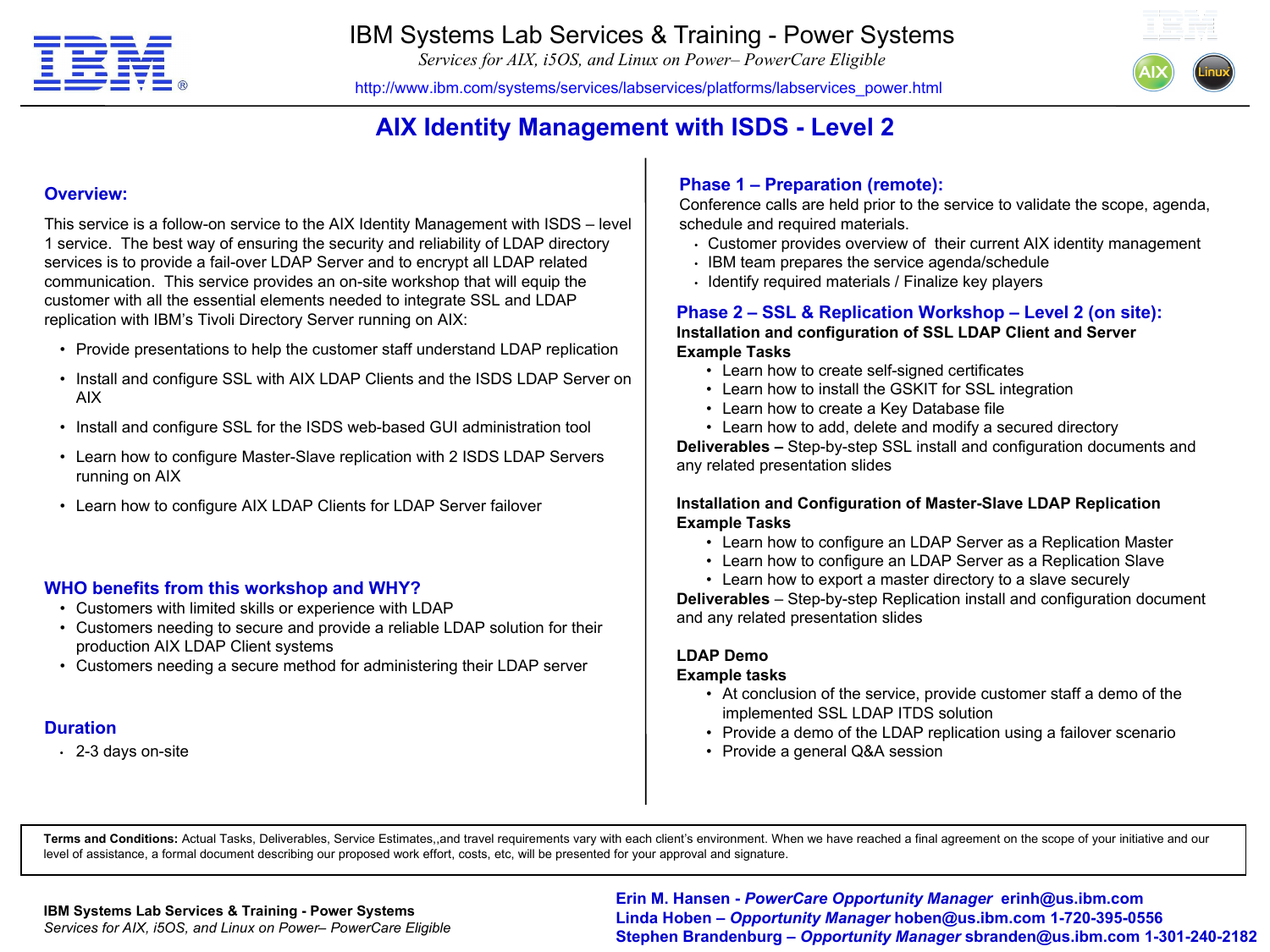# AIX Identity Management with ISDS - Level 2

## Overview:

This service is a follow-on service to the AIX Identity Management with ISDS – level 1 service. The best way of ensuring the security and reliability of LDAP directory services is to provide a fail-over LDAP Server and to encrypt all LDAP related communication. This service provides an on-site workshop that will equip the customer with all the essential elements needed to integrate SSL and LDAP replication with IBM's Tivoli Directory Server running on AIX:

- Provide presentations to help the customer staff understand LDAP replication
- Install and configure SSL with AIX LDAP Clients and the ISDS LDAP Server on AIX
- Install and configure SSL for the ISDS web-based GUI administration tool
- Learn how to configure Master-Slave replication with 2 ISDS LDAP Servers running on AIX
- Learn how to configure AIX LDAP Clients for LDAP Server failover

## WHO benefits from this workshop and WHY?

- Customers with limited skills or experience with LDAP
- Customers needing to secure and provide a reliable LDAP solution for their production AIX LDAP Client systems
- Customers needing a secure method for administering their LDAP server

## Duration

- 2-3 days on-site

## Phase 1 – Preparation (remote):

Conference calls are held prior to the service to validate the scope, agenda, schedule and required materials.

- Customer provides overview of their current AIX identity management
- IBM team prepares the service agenda/schedule
- Identify required materials / Finalize key players

## Phase 2 – SSL & Replication Workshop – Level 2 (on site):

**Installation and configuration of SSL LDAP Client and Server**

**Example Tasks**

- Learn how to create self-signed certificates
- Learn how to install the GSKIT for SSL integration
- Learn how to create a Key Database file
- Learn how to add, delete and modify a secured directory

**Deliverables –** Step-by-step SSL install and configuration documents and any related presentation slides

**Installation and Configuration of Master-Slave LDAP Replication**

**Example Tasks**

- Learn how to configure an LDAP Server as a Replication Master
- Learn how to configure an LDAP Server as a Replication Slave
- Learn how to export a master directory to a slave securely

**Deliverables** – Step-by-step Replication install and configuration document and any related presentation slides

**LDAP Demo**

**Example tasks**

- At conclusion of the service, provide customer staff a demo of the implemented SSL LDAP ITDS solution
- Provide a demo of the LDAP replication using a failover scenario
- Provide a general Q&A session

**Terms and Conditions:** Actual Tasks, Deliverables, Service Estimates,,and travel requirements vary with each client's environment. When we have reached a final agreement on the scope of your initiative and our level of assistance, a formal document describing our proposed work effort, costs, etc, will be presented for your approval and signature.

**Erin M. Hansen -** ***PowerCare Opportunity Manager*** **erinh@us.ibm.com**
**Linda Hoben –** ***Opportunity Manager*** **hoben@us.ibm.com 1-720-395-0556**
**Stephen Brandenburg –** ***Opportunity Manager*** **sbranden@us.ibm.com 1-301-240-2182**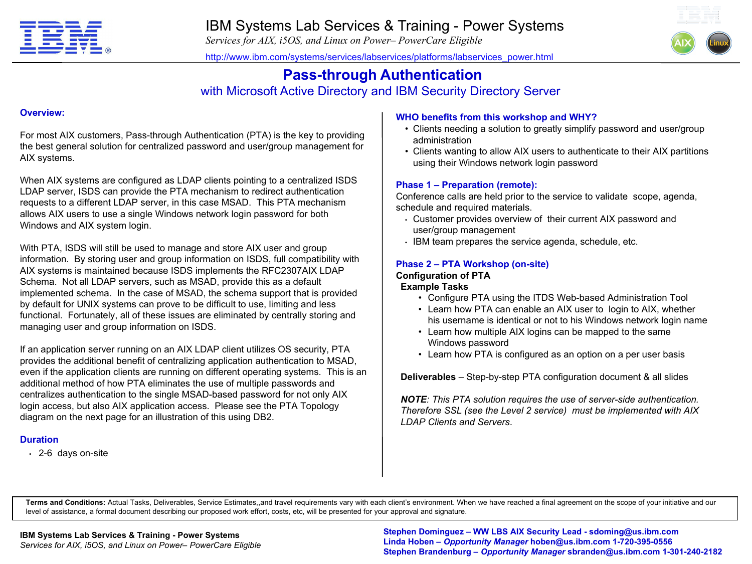# Pass-through Authentication

## with Microsoft Active Directory and IBM Security Directory Server

### Overview:

For most AIX customers, Pass-through Authentication (PTA) is the key to providing the best general solution for centralized password and user/group management for AIX systems.

When AIX systems are configured as LDAP clients pointing to a centralized ISDS LDAP server, ISDS can provide the PTA mechanism to redirect authentication requests to a different LDAP server, in this case MSAD. This PTA mechanism allows AIX users to use a single Windows network login password for both Windows and AIX system login.

With PTA, ISDS will still be used to manage and store AIX user and group information. By storing user and group information on ISDS, full compatibility with AIX systems is maintained because ISDS implements the RFC2307AIX LDAP Schema. Not all LDAP servers, such as MSAD, provide this as a default implemented schema. In the case of MSAD, the schema support that is provided by default for UNIX systems can prove to be difficult to use, limiting and less functional. Fortunately, all of these issues are eliminated by centrally storing and managing user and group information on ISDS.

If an application server running on an AIX LDAP client utilizes OS security, PTA provides the additional benefit of centralizing application authentication to MSAD, even if the application clients are running on different operating systems. This is an additional method of how PTA eliminates the use of multiple passwords and centralizes authentication to the single MSAD-based password for not only AIX login access, but also AIX application access. Please see the PTA Topology diagram on the next page for an illustration of this using DB2.

### Duration

- 2-6 days on-site

### WHO benefits from this workshop and WHY?

- Clients needing a solution to greatly simplify password and user/group administration
- Clients wanting to allow AIX users to authenticate to their AIX partitions using their Windows network login password

### Phase 1 – Preparation (remote):

Conference calls are held prior to the service to validate scope, agenda, schedule and required materials.

- Customer provides overview of their current AIX password and user/group management
- IBM team prepares the service agenda, schedule, etc.

### Phase 2 – PTA Workshop (on-site)

**Configuration of PTA**

**Example Tasks**

- Configure PTA using the ITDS Web-based Administration Tool
- Learn how PTA can enable an AIX user to login to AIX, whether his username is identical or not to his Windows network login name
- Learn how multiple AIX logins can be mapped to the same Windows password
- Learn how PTA is configured as an option on a per user basis

**Deliverables** – Step-by-step PTA configuration document & all slides

***NOTE****: This PTA solution requires the use of server-side authentication. Therefore SSL (see the Level 2 service) must be implemented with AIX LDAP Clients and Servers.*

**Terms and Conditions:** Actual Tasks, Deliverables, Service Estimates,,and travel requirements vary with each client's environment. When we have reached a final agreement on the scope of your initiative and our level of assistance, a formal document describing our proposed work effort, costs, etc, will be presented for your approval and signature.

**Stephen Dominguez – WW LBS AIX Security Lead - sdoming@us.ibm.com**
**Linda Hoben – *Opportunity Manager* hoben@us.ibm.com 1-720-395-0556**
**Stephen Brandenburg – *Opportunity Manager* sbranden@us.ibm.com 1-301-240-2182**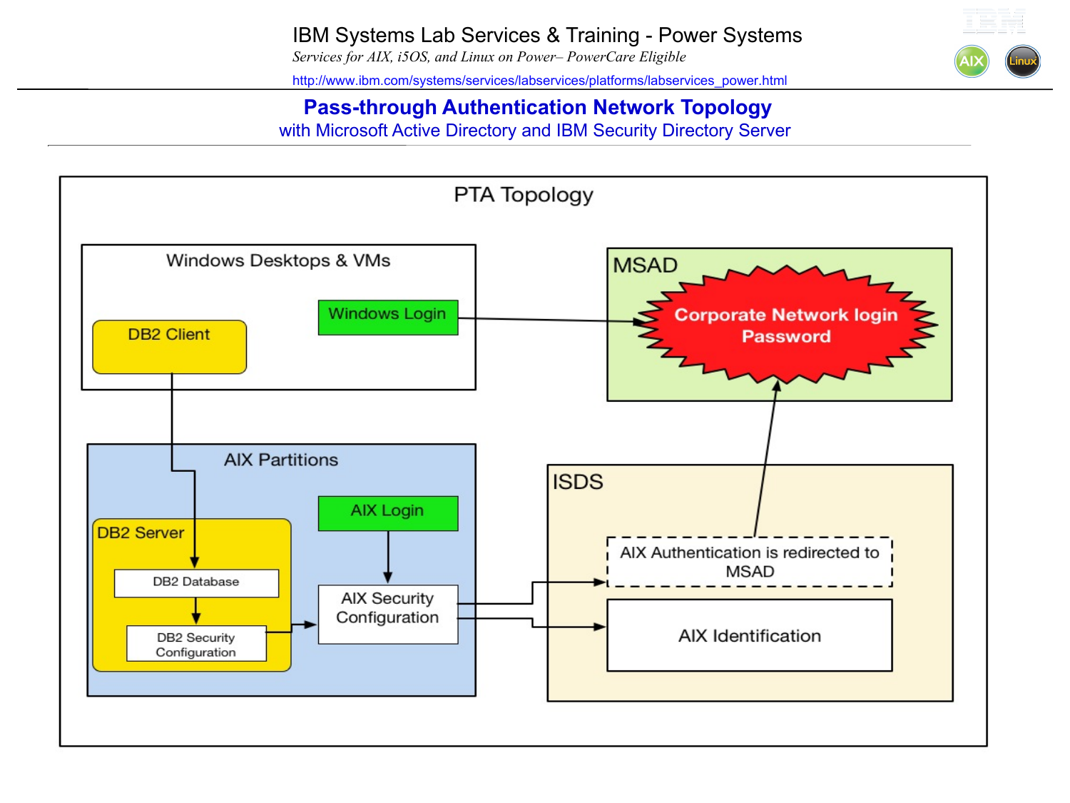# Pass-through Authentication Network Topology

## with Microsoft Active Directory and IBM Security Directory Server

PTA Topology

Windows Desktops & VMs

DB2 Client

Windows Login

MSAD

Corporate Network login Password

AIX Partitions

DB2 Server

DB2 Database

DB2 Security Configuration

AIX Login

AIX Security Configuration

ISDS

AIX Authentication is redirected to MSAD

AIX Identification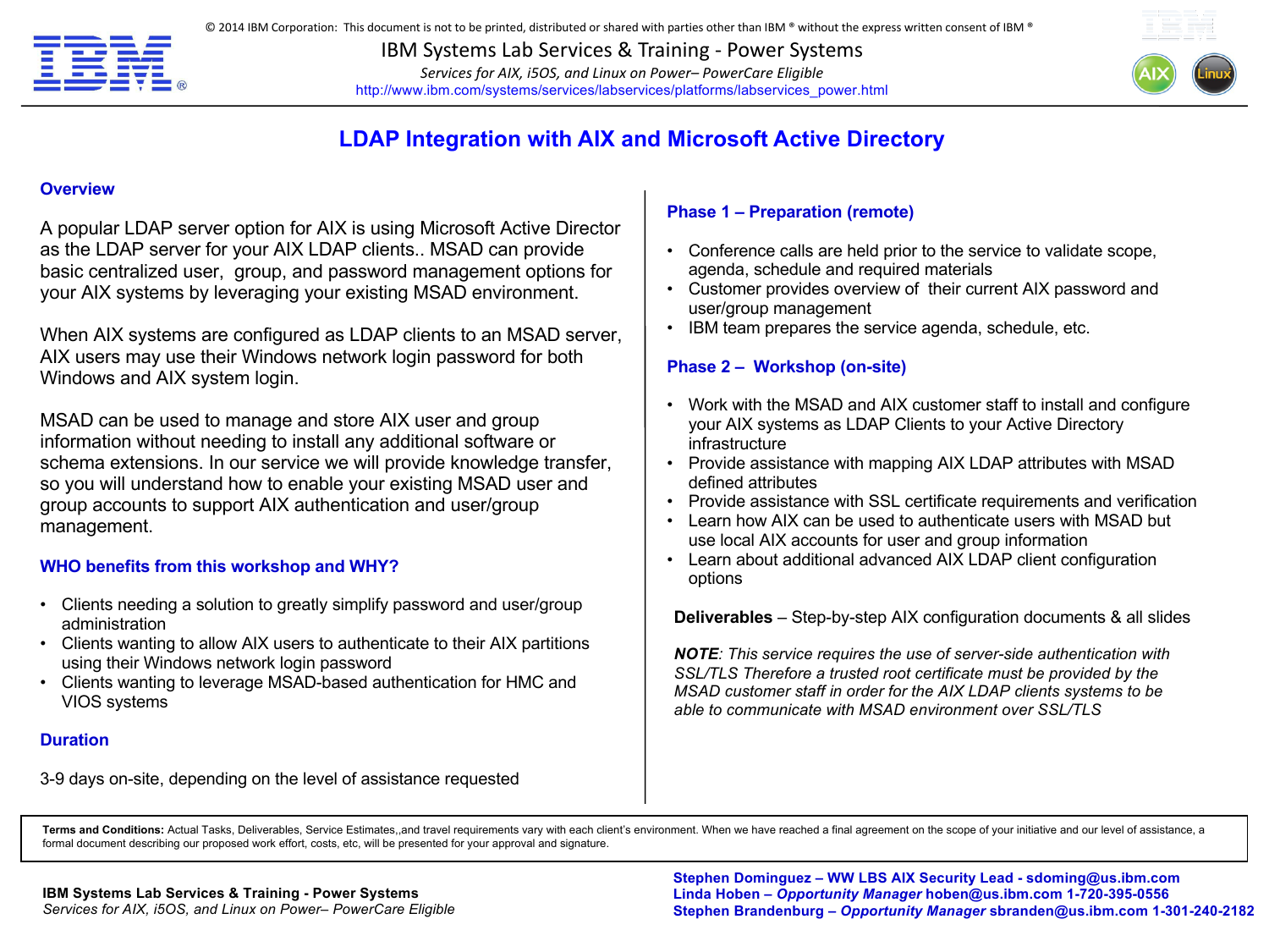# LDAP Integration with AIX and Microsoft Active Directory

## Overview

A popular LDAP server option for AIX is using Microsoft Active Director as the LDAP server for your AIX LDAP clients.. MSAD can provide basic centralized user, group, and password management options for your AIX systems by leveraging your existing MSAD environment.

When AIX systems are configured as LDAP clients to an MSAD server, AIX users may use their Windows network login password for both Windows and AIX system login.

MSAD can be used to manage and store AIX user and group information without needing to install any additional software or schema extensions. In our service we will provide knowledge transfer, so you will understand how to enable your existing MSAD user and group accounts to support AIX authentication and user/group management.

## WHO benefits from this workshop and WHY?

- Clients needing a solution to greatly simplify password and user/group administration
- Clients wanting to allow AIX users to authenticate to their AIX partitions using their Windows network login password
- Clients wanting to leverage MSAD-based authentication for HMC and VIOS systems

## Duration

3-9 days on-site, depending on the level of assistance requested

## Phase 1 – Preparation (remote)

- Conference calls are held prior to the service to validate scope, agenda, schedule and required materials
- Customer provides overview of their current AIX password and user/group management
- IBM team prepares the service agenda, schedule, etc.

## Phase 2 – Workshop (on-site)

- Work with the MSAD and AIX customer staff to install and configure your AIX systems as LDAP Clients to your Active Directory infrastructure
- Provide assistance with mapping AIX LDAP attributes with MSAD defined attributes
- Provide assistance with SSL certificate requirements and verification
- Learn how AIX can be used to authenticate users with MSAD but use local AIX accounts for user and group information
- Learn about additional advanced AIX LDAP client configuration options

**Deliverables** – Step-by-step AIX configuration documents & all slides

***NOTE**: This service requires the use of server-side authentication with SSL/TLS Therefore a trusted root certificate must be provided by the MSAD customer staff in order for the AIX LDAP clients systems to be able to communicate with MSAD environment over SSL/TLS*

**Terms and Conditions:** Actual Tasks, Deliverables, Service Estimates,,and travel requirements vary with each client's environment. When we have reached a final agreement on the scope of your initiative and our level of assistance, a formal document describing our proposed work effort, costs, etc, will be presented for your approval and signature.

**IBM Systems Lab Services & Training - Power Systems**
*Services for AIX, i5OS, and Linux on Power– PowerCare Eligible*

**Stephen Dominguez – WW LBS AIX Security Lead - sdoming@us.ibm.com**
**Linda Hoben – *Opportunity Manager* hoben@us.ibm.com 1-720-395-0556**
**Stephen Brandenburg – *Opportunity Manager* sbranden@us.ibm.com 1-301-240-2182**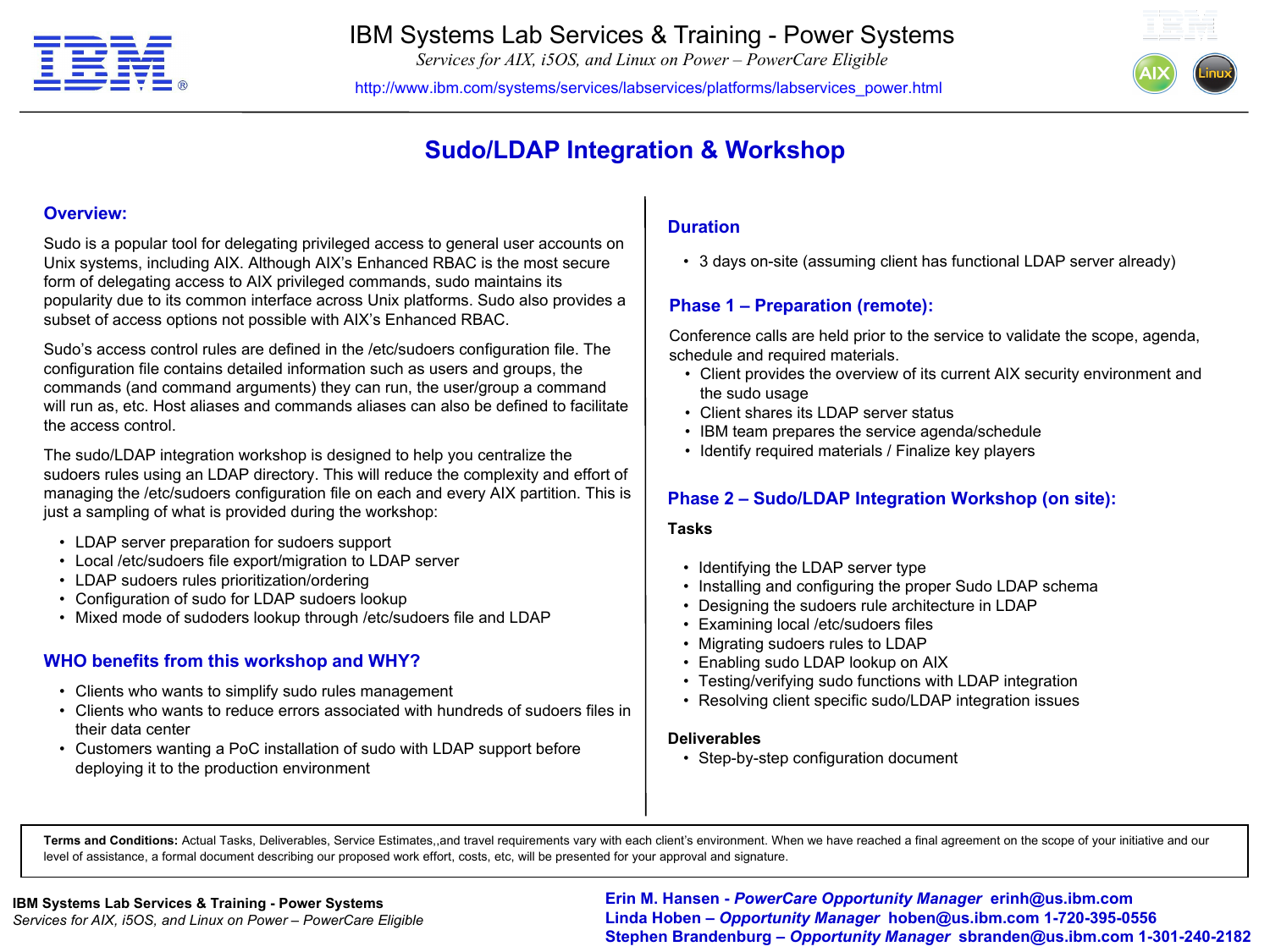# IBM Systems Lab Services & Training - Power Systems

*Services for AIX, i5OS, and Linux on Power – PowerCare Eligible*

http://www.ibm.com/systems/services/labservices/platforms/labservices_power.html

## Sudo/LDAP Integration & Workshop

### Overview:

Sudo is a popular tool for delegating privileged access to general user accounts on Unix systems, including AIX. Although AIX's Enhanced RBAC is the most secure form of delegating access to AIX privileged commands, sudo maintains its popularity due to its common interface across Unix platforms. Sudo also provides a subset of access options not possible with AIX's Enhanced RBAC.

Sudo's access control rules are defined in the /etc/sudoers configuration file. The configuration file contains detailed information such as users and groups, the commands (and command arguments) they can run, the user/group a command will run as, etc. Host aliases and commands aliases can also be defined to facilitate the access control.

The sudo/LDAP integration workshop is designed to help you centralize the sudoers rules using an LDAP directory. This will reduce the complexity and effort of managing the /etc/sudoers configuration file on each and every AIX partition. This is just a sampling of what is provided during the workshop:

- LDAP server preparation for sudoers support
- Local /etc/sudoers file export/migration to LDAP server
- LDAP sudoers rules prioritization/ordering
- Configuration of sudo for LDAP sudoers lookup
- Mixed mode of sudoders lookup through /etc/sudoers file and LDAP

### WHO benefits from this workshop and WHY?

- Clients who wants to simplify sudo rules management
- Clients who wants to reduce errors associated with hundreds of sudoers files in their data center
- Customers wanting a PoC installation of sudo with LDAP support before deploying it to the production environment

### Duration

- 3 days on-site (assuming client has functional LDAP server already)

### Phase 1 – Preparation (remote):

Conference calls are held prior to the service to validate the scope, agenda, schedule and required materials.

- Client provides the overview of its current AIX security environment and the sudo usage
- Client shares its LDAP server status
- IBM team prepares the service agenda/schedule
- Identify required materials / Finalize key players

### Phase 2 – Sudo/LDAP Integration Workshop (on site):

**Tasks**

- Identifying the LDAP server type
- Installing and configuring the proper Sudo LDAP schema
- Designing the sudoers rule architecture in LDAP
- Examining local /etc/sudoers files
- Migrating sudoers rules to LDAP
- Enabling sudo LDAP lookup on AIX
- Testing/verifying sudo functions with LDAP integration
- Resolving client specific sudo/LDAP integration issues

**Deliverables**

- Step-by-step configuration document

**Terms and Conditions:** Actual Tasks, Deliverables, Service Estimates,,and travel requirements vary with each client's environment. When we have reached a final agreement on the scope of your initiative and our level of assistance, a formal document describing our proposed work effort, costs, etc, will be presented for your approval and signature.

**IBM Systems Lab Services & Training - Power Systems**
*Services for AIX, i5OS, and Linux on Power – PowerCare Eligible*

**Erin M. Hansen - *PowerCare Opportunity Manager* erinh@us.ibm.com**
**Linda Hoben – *Opportunity Manager* hoben@us.ibm.com 1-720-395-0556**
**Stephen Brandenburg – *Opportunity Manager* sbranden@us.ibm.com 1-301-240-2182**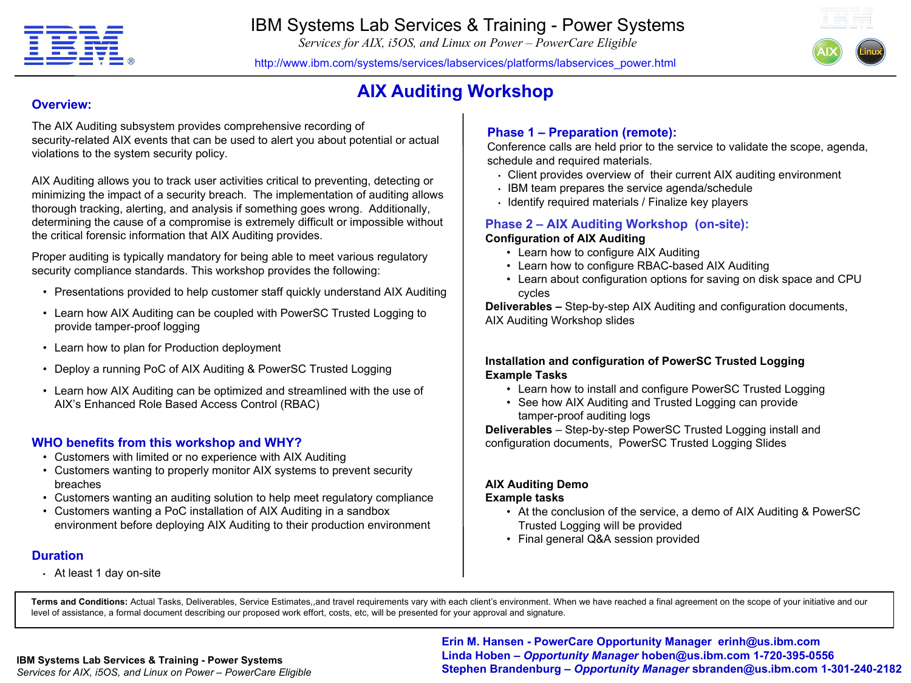# AIX Auditing Workshop

## Overview:

The AIX Auditing subsystem provides comprehensive recording of security-related AIX events that can be used to alert you about potential or actual violations to the system security policy.

AIX Auditing allows you to track user activities critical to preventing, detecting or minimizing the impact of a security breach. The implementation of auditing allows thorough tracking, alerting, and analysis if something goes wrong. Additionally, determining the cause of a compromise is extremely difficult or impossible without the critical forensic information that AIX Auditing provides.

Proper auditing is typically mandatory for being able to meet various regulatory security compliance standards. This workshop provides the following:

- Presentations provided to help customer staff quickly understand AIX Auditing
- Learn how AIX Auditing can be coupled with PowerSC Trusted Logging to provide tamper-proof logging
- Learn how to plan for Production deployment
- Deploy a running PoC of AIX Auditing & PowerSC Trusted Logging
- Learn how AIX Auditing can be optimized and streamlined with the use of AIX's Enhanced Role Based Access Control (RBAC)

## WHO benefits from this workshop and WHY?

- Customers with limited or no experience with AIX Auditing
- Customers wanting to properly monitor AIX systems to prevent security breaches
- Customers wanting an auditing solution to help meet regulatory compliance
- Customers wanting a PoC installation of AIX Auditing in a sandbox environment before deploying AIX Auditing to their production environment

## Duration

- At least 1 day on-site

## Phase 1 – Preparation (remote):

Conference calls are held prior to the service to validate the scope, agenda, schedule and required materials.

- Client provides overview of their current AIX auditing environment
- IBM team prepares the service agenda/schedule
- Identify required materials / Finalize key players

## Phase 2 – AIX Auditing Workshop (on-site):

**Configuration of AIX Auditing**

- Learn how to configure AIX Auditing
- Learn how to configure RBAC-based AIX Auditing
- Learn about configuration options for saving on disk space and CPU cycles

**Deliverables –** Step-by-step AIX Auditing and configuration documents, AIX Auditing Workshop slides

**Installation and configuration of PowerSC Trusted Logging**
**Example Tasks**

- Learn how to install and configure PowerSC Trusted Logging
- See how AIX Auditing and Trusted Logging can provide tamper-proof auditing logs

**Deliverables** – Step-by-step PowerSC Trusted Logging install and configuration documents, PowerSC Trusted Logging Slides

**AIX Auditing Demo**
**Example tasks**

- At the conclusion of the service, a demo of AIX Auditing & PowerSC Trusted Logging will be provided
- Final general Q&A session provided

**Terms and Conditions:** Actual Tasks, Deliverables, Service Estimates,,and travel requirements vary with each client's environment. When we have reached a final agreement on the scope of your initiative and our level of assistance, a formal document describing our proposed work effort, costs, etc, will be presented for your approval and signature.

**Erin M. Hansen - PowerCare Opportunity Manager erinh@us.ibm.com**
**Linda Hoben – *Opportunity Manager* hoben@us.ibm.com 1-720-395-0556**
**Stephen Brandenburg – *Opportunity Manager* sbranden@us.ibm.com 1-301-240-2182**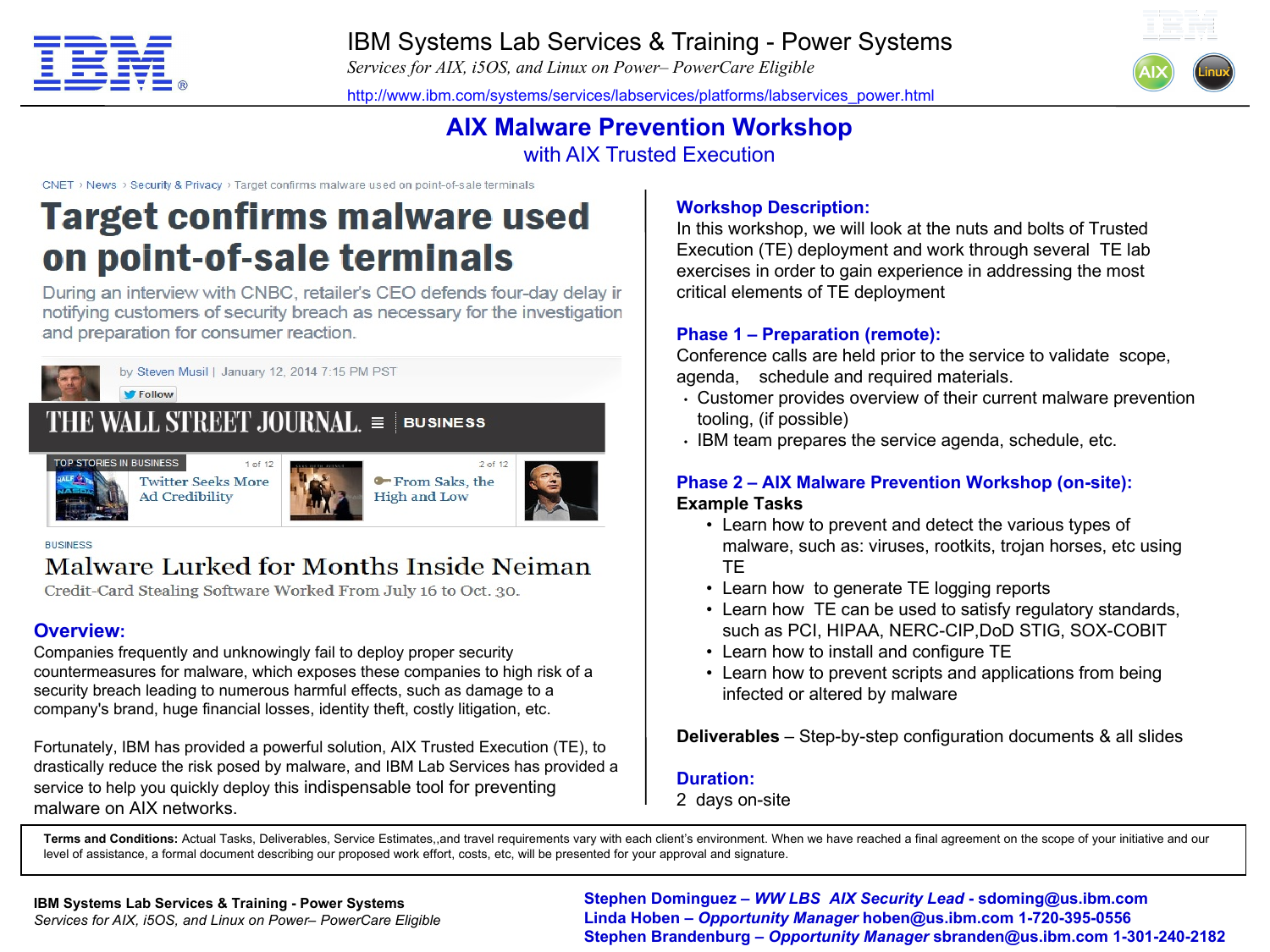# IBM Systems Lab Services & Training - Power Systems

*Services for AIX, i5OS, and Linux on Power– PowerCare Eligible*

http://www.ibm.com/systems/services/labservices/platforms/labservices_power.html

## AIX Malware Prevention Workshop

### with AIX Trusted Execution

CNET › News › Security & Privacy › Target confirms malware used on point-of-sale terminals

**Target confirms malware used on point-of-sale terminals**

During an interview with CNBC, retailer's CEO defends four-day delay in notifying customers of security breach as necessary for the investigation and preparation for consumer reaction.

by Steven Musil | January 12, 2014 7:15 PM PST

THE WALL STREET JOURNAL. BUSINESS

TOP STORIES IN BUSINESS — Twitter Seeks More Ad Credibility — From Saks, the High and Low

BUSINESS

**Malware Lurked for Months Inside Neiman**

Credit-Card Stealing Software Worked From July 16 to Oct. 30.

### Overview:

Companies frequently and unknowingly fail to deploy proper security countermeasures for malware, which exposes these companies to high risk of a security breach leading to numerous harmful effects, such as damage to a company's brand, huge financial losses, identity theft, costly litigation, etc.

Fortunately, IBM has provided a powerful solution, AIX Trusted Execution (TE), to drastically reduce the risk posed by malware, and IBM Lab Services has provided a service to help you quickly deploy this indispensable tool for preventing malware on AIX networks.

### Workshop Description:

In this workshop, we will look at the nuts and bolts of Trusted Execution (TE) deployment and work through several TE lab exercises in order to gain experience in addressing the most critical elements of TE deployment

### Phase 1 – Preparation (remote):

Conference calls are held prior to the service to validate scope, agenda, schedule and required materials.

- Customer provides overview of their current malware prevention tooling, (if possible)
- IBM team prepares the service agenda, schedule, etc.

### Phase 2 – AIX Malware Prevention Workshop (on-site):

**Example Tasks**

- Learn how to prevent and detect the various types of malware, such as: viruses, rootkits, trojan horses, etc using TE
- Learn how to generate TE logging reports
- Learn how TE can be used to satisfy regulatory standards, such as PCI, HIPAA, NERC-CIP,DoD STIG, SOX-COBIT
- Learn how to install and configure TE
- Learn how to prevent scripts and applications from being infected or altered by malware

**Deliverables** – Step-by-step configuration documents & all slides

### Duration:

2 days on-site

**Terms and Conditions:** Actual Tasks, Deliverables, Service Estimates,,and travel requirements vary with each client's environment. When we have reached a final agreement on the scope of your initiative and our level of assistance, a formal document describing our proposed work effort, costs, etc, will be presented for your approval and signature.

**IBM Systems Lab Services & Training - Power Systems**
*Services for AIX, i5OS, and Linux on Power– PowerCare Eligible*

**Stephen Dominguez – *WW LBS AIX Security Lead* - sdoming@us.ibm.com**
**Linda Hoben – *Opportunity Manager* hoben@us.ibm.com 1-720-395-0556**
**Stephen Brandenburg – *Opportunity Manager* sbranden@us.ibm.com 1-301-240-2182**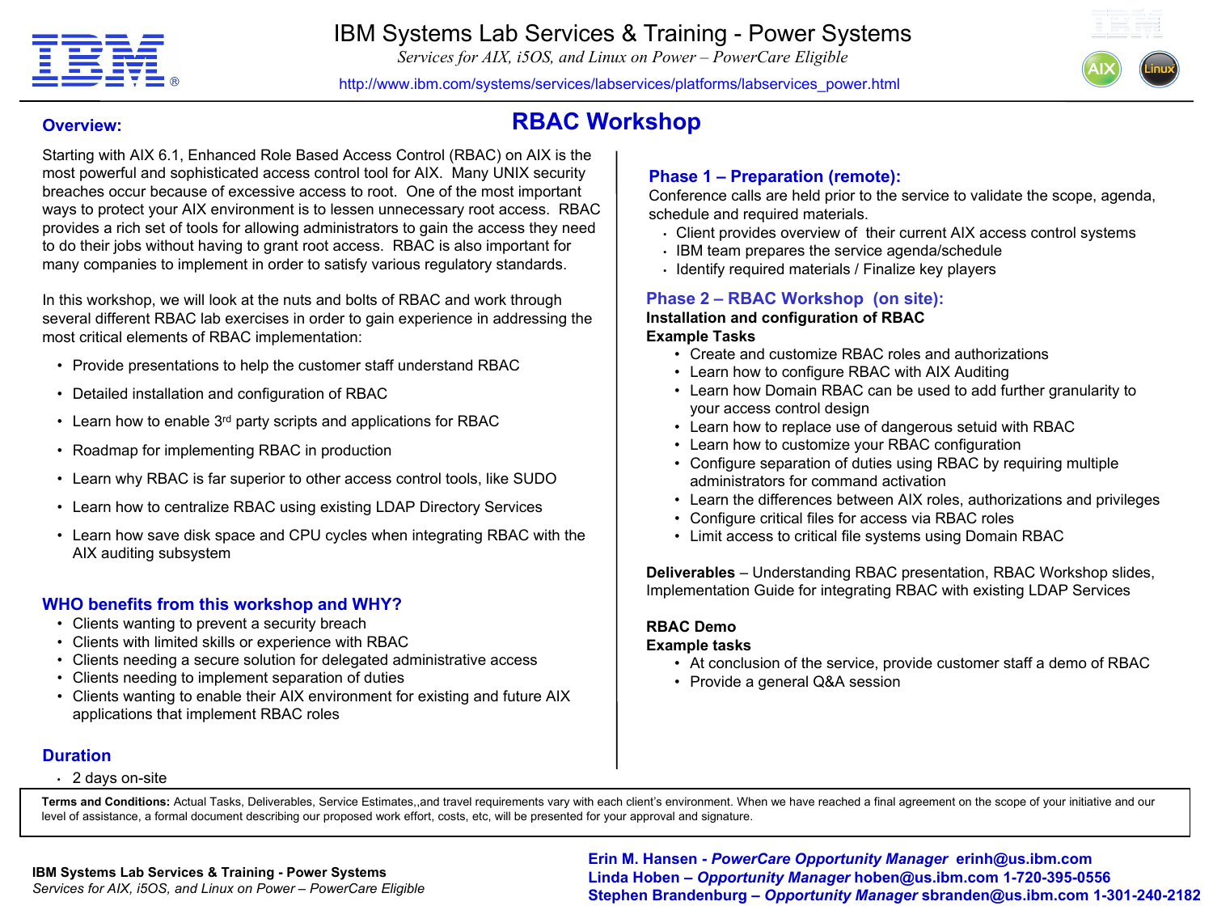# IBM Systems Lab Services & Training - Power Systems

*Services for AIX, i5OS, and Linux on Power – PowerCare Eligible*

http://www.ibm.com/systems/services/labservices/platforms/labservices_power.html

## RBAC Workshop

### Overview:

Starting with AIX 6.1, Enhanced Role Based Access Control (RBAC) on AIX is the most powerful and sophisticated access control tool for AIX. Many UNIX security breaches occur because of excessive access to root. One of the most important ways to protect your AIX environment is to lessen unnecessary root access. RBAC provides a rich set of tools for allowing administrators to gain the access they need to do their jobs without having to grant root access. RBAC is also important for many companies to implement in order to satisfy various regulatory standards.

In this workshop, we will look at the nuts and bolts of RBAC and work through several different RBAC lab exercises in order to gain experience in addressing the most critical elements of RBAC implementation:

- Provide presentations to help the customer staff understand RBAC
- Detailed installation and configuration of RBAC
- Learn how to enable 3rd party scripts and applications for RBAC
- Roadmap for implementing RBAC in production
- Learn why RBAC is far superior to other access control tools, like SUDO
- Learn how to centralize RBAC using existing LDAP Directory Services
- Learn how save disk space and CPU cycles when integrating RBAC with the AIX auditing subsystem

### WHO benefits from this workshop and WHY?

- Clients wanting to prevent a security breach
- Clients with limited skills or experience with RBAC
- Clients needing a secure solution for delegated administrative access
- Clients needing to implement separation of duties
- Clients wanting to enable their AIX environment for existing and future AIX applications that implement RBAC roles

### Duration

- 2 days on-site

### Phase 1 – Preparation (remote):

Conference calls are held prior to the service to validate the scope, agenda, schedule and required materials.

- Client provides overview of their current AIX access control systems
- IBM team prepares the service agenda/schedule
- Identify required materials / Finalize key players

### Phase 2 – RBAC Workshop (on site):

**Installation and configuration of RBAC**

**Example Tasks**

- Create and customize RBAC roles and authorizations
- Learn how to configure RBAC with AIX Auditing
- Learn how Domain RBAC can be used to add further granularity to your access control design
- Learn how to replace use of dangerous setuid with RBAC
- Learn how to customize your RBAC configuration
- Configure separation of duties using RBAC by requiring multiple administrators for command activation
- Learn the differences between AIX roles, authorizations and privileges
- Configure critical files for access via RBAC roles
- Limit access to critical file systems using Domain RBAC

**Deliverables** – Understanding RBAC presentation, RBAC Workshop slides, Implementation Guide for integrating RBAC with existing LDAP Services

**RBAC Demo**

**Example tasks**

- At conclusion of the service, provide customer staff a demo of RBAC
- Provide a general Q&A session

**Terms and Conditions:** Actual Tasks, Deliverables, Service Estimates,,and travel requirements vary with each client's environment. When we have reached a final agreement on the scope of your initiative and our level of assistance, a formal document describing our proposed work effort, costs, etc, will be presented for your approval and signature.

**IBM Systems Lab Services & Training - Power Systems**
*Services for AIX, i5OS, and Linux on Power – PowerCare Eligible*

**Erin M. Hansen - *PowerCare Opportunity Manager* erinh@us.ibm.com**
**Linda Hoben – *Opportunity Manager* hoben@us.ibm.com 1-720-395-0556**
**Stephen Brandenburg – *Opportunity Manager* sbranden@us.ibm.com 1-301-240-2182**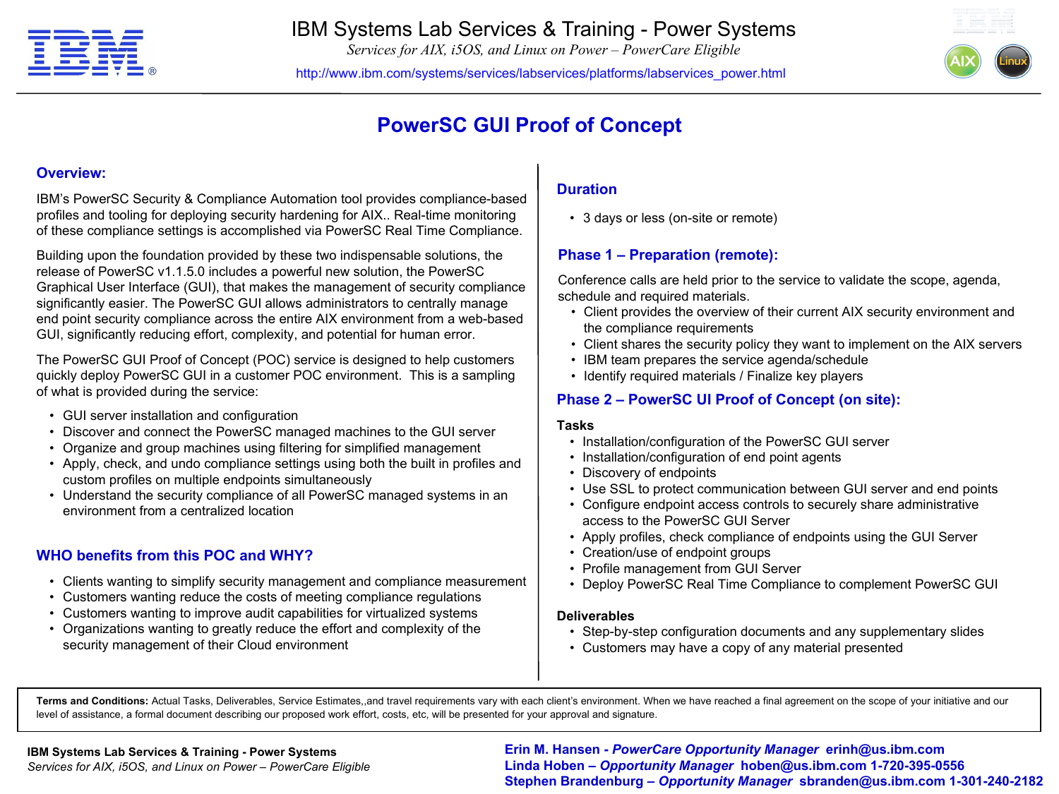# IBM Systems Lab Services & Training - Power Systems

*Services for AIX, i5OS, and Linux on Power – PowerCare Eligible*

http://www.ibm.com/systems/services/labservices/platforms/labservices_power.html

## PowerSC GUI Proof of Concept

### Overview:

IBM's PowerSC Security & Compliance Automation tool provides compliance-based profiles and tooling for deploying security hardening for AIX.. Real-time monitoring of these compliance settings is accomplished via PowerSC Real Time Compliance.

Building upon the foundation provided by these two indispensable solutions, the release of PowerSC v1.1.5.0 includes a powerful new solution, the PowerSC Graphical User Interface (GUI), that makes the management of security compliance significantly easier. The PowerSC GUI allows administrators to centrally manage end point security compliance across the entire AIX environment from a web-based GUI, significantly reducing effort, complexity, and potential for human error.

The PowerSC GUI Proof of Concept (POC) service is designed to help customers quickly deploy PowerSC GUI in a customer POC environment. This is a sampling of what is provided during the service:

- GUI server installation and configuration
- Discover and connect the PowerSC managed machines to the GUI server
- Organize and group machines using filtering for simplified management
- Apply, check, and undo compliance settings using both the built in profiles and custom profiles on multiple endpoints simultaneously
- Understand the security compliance of all PowerSC managed systems in an environment from a centralized location

### WHO benefits from this POC and WHY?

- Clients wanting to simplify security management and compliance measurement
- Customers wanting reduce the costs of meeting compliance regulations
- Customers wanting to improve audit capabilities for virtualized systems
- Organizations wanting to greatly reduce the effort and complexity of the security management of their Cloud environment

### Duration

- 3 days or less (on-site or remote)

### Phase 1 – Preparation (remote):

Conference calls are held prior to the service to validate the scope, agenda, schedule and required materials.

- Client provides the overview of their current AIX security environment and the compliance requirements
- Client shares the security policy they want to implement on the AIX servers
- IBM team prepares the service agenda/schedule
- Identify required materials / Finalize key players

### Phase 2 – PowerSC UI Proof of Concept (on site):

**Tasks**

- Installation/configuration of the PowerSC GUI server
- Installation/configuration of end point agents
- Discovery of endpoints
- Use SSL to protect communication between GUI server and end points
- Configure endpoint access controls to securely share administrative access to the PowerSC GUI Server
- Apply profiles, check compliance of endpoints using the GUI Server
- Creation/use of endpoint groups
- Profile management from GUI Server
- Deploy PowerSC Real Time Compliance to complement PowerSC GUI

**Deliverables**

- Step-by-step configuration documents and any supplementary slides
- Customers may have a copy of any material presented

**Terms and Conditions:** Actual Tasks, Deliverables, Service Estimates,,and travel requirements vary with each client's environment. When we have reached a final agreement on the scope of your initiative and our level of assistance, a formal document describing our proposed work effort, costs, etc, will be presented for your approval and signature.

**IBM Systems Lab Services & Training - Power Systems**
*Services for AIX, i5OS, and Linux on Power – PowerCare Eligible*

**Erin M. Hansen - *PowerCare Opportunity Manager* erinh@us.ibm.com**
**Linda Hoben – *Opportunity Manager* hoben@us.ibm.com 1-720-395-0556**
**Stephen Brandenburg – *Opportunity Manager* sbranden@us.ibm.com 1-301-240-2182**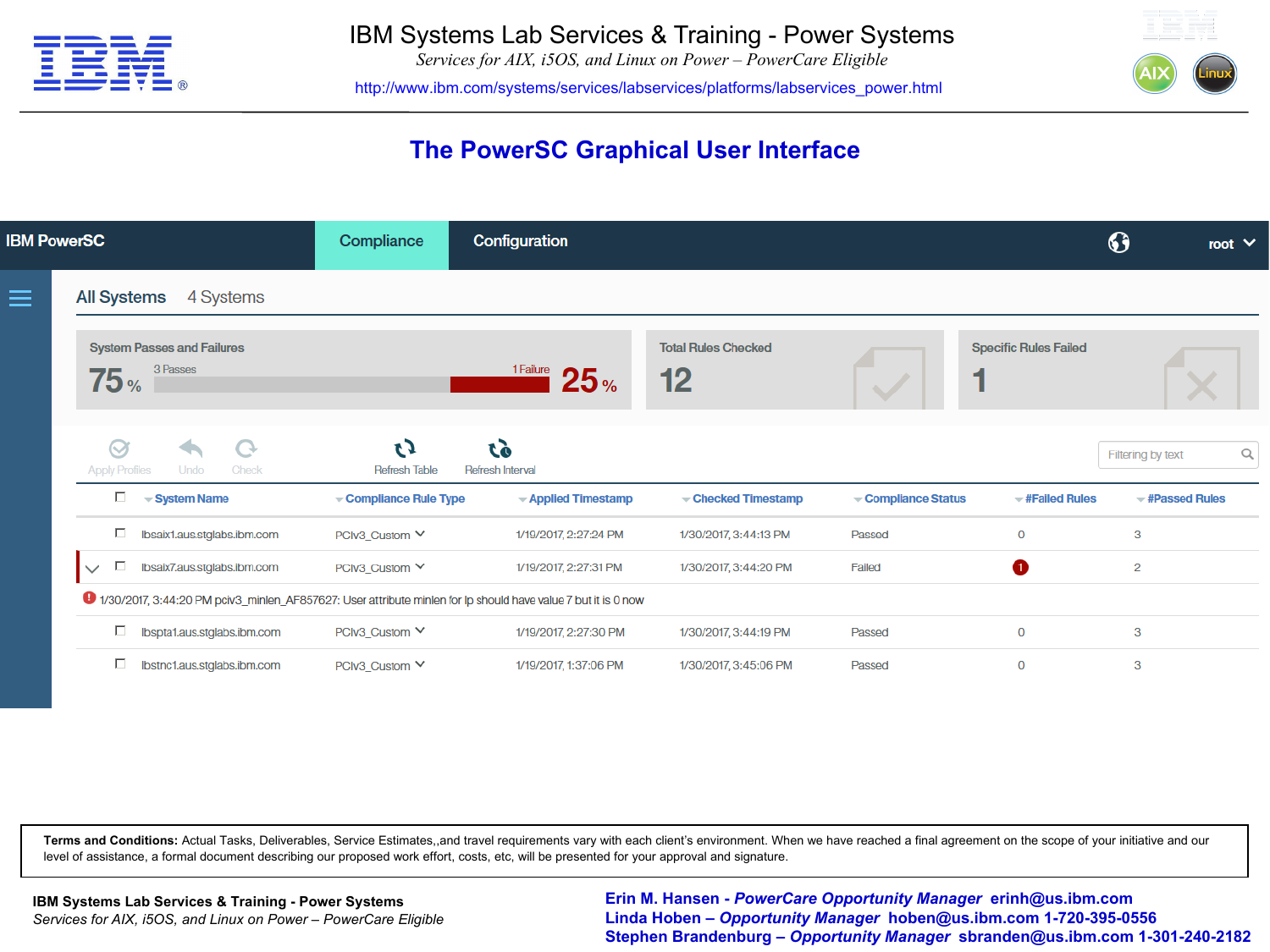# IBM Systems Lab Services & Training - Power Systems

*Services for AIX, i5OS, and Linux on Power – PowerCare Eligible*

http://www.ibm.com/systems/services/labservices/platforms/labservices_power.html

## The PowerSC Graphical User Interface

IBM PowerSC | Compliance | Configuration | root

**All Systems** 4 Systems

System Passes and Failures: 75 % — 3 Passes; 1 Failure — 25 %

Total Rules Checked: 12

Specific Rules Failed: 1

Apply Profiles | Undo | Check | Refresh Table | Refresh Interval | Filtering by text

| System Name | Compliance Rule Type | Applied Timestamp | Checked Timestamp | Compliance Status | #Failed Rules | #Passed Rules |
|---|---|---|---|---|---|---|
| lbsaix1.aus.stglabs.ibm.com | PCIv3_Custom | 1/19/2017, 2:27:24 PM | 1/30/2017, 3:44:13 PM | Passed | 0 | 3 |
| lbsaix7.aus.stglabs.ibm.com | PCIv3_Custom | 1/19/2017, 2:27:31 PM | 1/30/2017, 3:44:20 PM | Failed | 1 | 2 |
| 1/30/2017, 3:44:20 PM pciv3_minlen_AF857627: User attribute minlen for lp should have value 7 but it is 0 now | | | | | | |
| lbspta1.aus.stglabs.ibm.com | PCIv3_Custom | 1/19/2017, 2:27:30 PM | 1/30/2017, 3:44:19 PM | Passed | 0 | 3 |
| lbstnc1.aus.stglabs.ibm.com | PCIv3_Custom | 1/19/2017, 1:37:06 PM | 1/30/2017, 3:45:06 PM | Passed | 0 | 3 |

**Terms and Conditions:** Actual Tasks, Deliverables, Service Estimates,,and travel requirements vary with each client's environment. When we have reached a final agreement on the scope of your initiative and our level of assistance, a formal document describing our proposed work effort, costs, etc, will be presented for your approval and signature.

**IBM Systems Lab Services & Training - Power Systems**
*Services for AIX, i5OS, and Linux on Power – PowerCare Eligible*

**Erin M. Hansen – *PowerCare Opportunity Manager* erinh@us.ibm.com**
**Linda Hoben – *Opportunity Manager* hoben@us.ibm.com 1-720-395-0556**
**Stephen Brandenburg – *Opportunity Manager* sbranden@us.ibm.com 1-301-240-2182**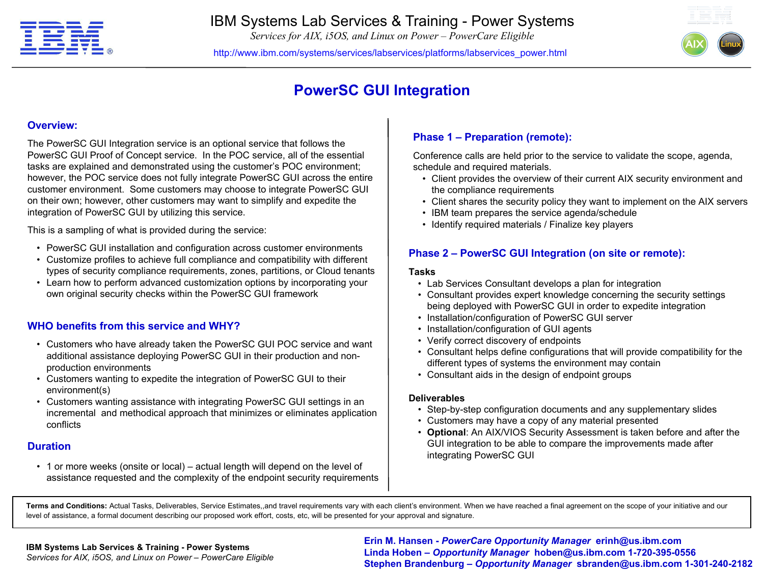# IBM Systems Lab Services & Training - Power Systems

*Services for AIX, i5OS, and Linux on Power – PowerCare Eligible*

http://www.ibm.com/systems/services/labservices/platforms/labservices_power.html

# PowerSC GUI Integration

## Overview:

The PowerSC GUI Integration service is an optional service that follows the PowerSC GUI Proof of Concept service. In the POC service, all of the essential tasks are explained and demonstrated using the customer's POC environment; however, the POC service does not fully integrate PowerSC GUI across the entire customer environment. Some customers may choose to integrate PowerSC GUI on their own; however, other customers may want to simplify and expedite the integration of PowerSC GUI by utilizing this service.

This is a sampling of what is provided during the service:

- PowerSC GUI installation and configuration across customer environments
- Customize profiles to achieve full compliance and compatibility with different types of security compliance requirements, zones, partitions, or Cloud tenants
- Learn how to perform advanced customization options by incorporating your own original security checks within the PowerSC GUI framework

## WHO benefits from this service and WHY?

- Customers who have already taken the PowerSC GUI POC service and want additional assistance deploying PowerSC GUI in their production and non-production environments
- Customers wanting to expedite the integration of PowerSC GUI to their environment(s)
- Customers wanting assistance with integrating PowerSC GUI settings in an incremental and methodical approach that minimizes or eliminates application conflicts

## Duration

- 1 or more weeks (onsite or local) – actual length will depend on the level of assistance requested and the complexity of the endpoint security requirements

## Phase 1 – Preparation (remote):

Conference calls are held prior to the service to validate the scope, agenda, schedule and required materials.

- Client provides the overview of their current AIX security environment and the compliance requirements
- Client shares the security policy they want to implement on the AIX servers
- IBM team prepares the service agenda/schedule
- Identify required materials / Finalize key players

## Phase 2 – PowerSC GUI Integration (on site or remote):

**Tasks**

- Lab Services Consultant develops a plan for integration
- Consultant provides expert knowledge concerning the security settings being deployed with PowerSC GUI in order to expedite integration
- Installation/configuration of PowerSC GUI server
- Installation/configuration of GUI agents
- Verify correct discovery of endpoints
- Consultant helps define configurations that will provide compatibility for the different types of systems the environment may contain
- Consultant aids in the design of endpoint groups

**Deliverables**

- Step-by-step configuration documents and any supplementary slides
- Customers may have a copy of any material presented
- **Optional**: An AIX/VIOS Security Assessment is taken before and after the GUI integration to be able to compare the improvements made after integrating PowerSC GUI

**Terms and Conditions:** Actual Tasks, Deliverables, Service Estimates,,and travel requirements vary with each client's environment. When we have reached a final agreement on the scope of your initiative and our level of assistance, a formal document describing our proposed work effort, costs, etc, will be presented for your approval and signature.

**IBM Systems Lab Services & Training - Power Systems**
*Services for AIX, i5OS, and Linux on Power – PowerCare Eligible*

**Erin M. Hansen - *PowerCare Opportunity Manager* erinh@us.ibm.com**
**Linda Hoben – *Opportunity Manager* hoben@us.ibm.com 1-720-395-0556**
**Stephen Brandenburg – *Opportunity Manager* sbranden@us.ibm.com 1-301-240-2182**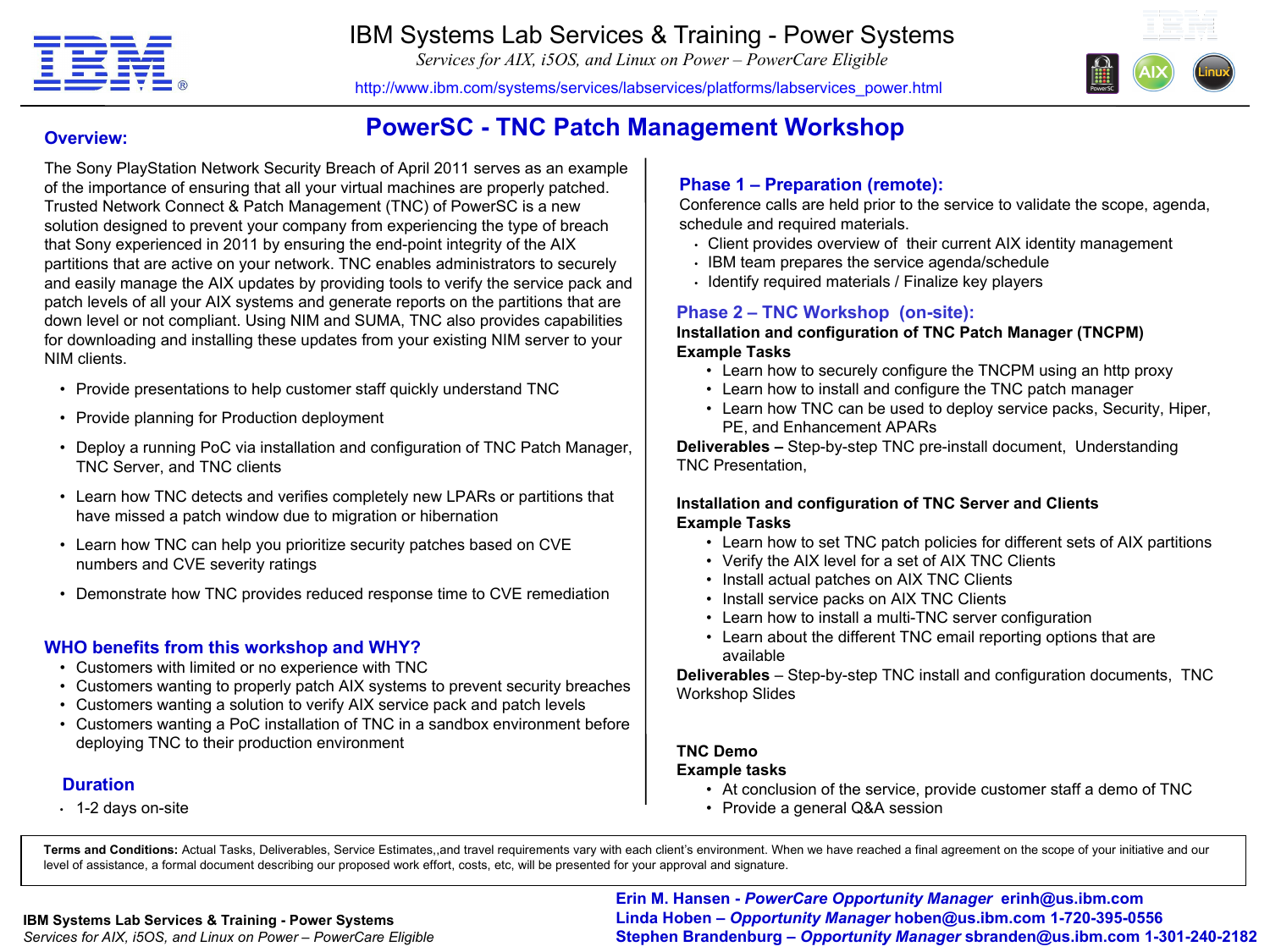# IBM Systems Lab Services & Training - Power Systems

*Services for AIX, i5OS, and Linux on Power – PowerCare Eligible*

http://www.ibm.com/systems/services/labservices/platforms/labservices_power.html

## PowerSC - TNC Patch Management Workshop

### Overview:

The Sony PlayStation Network Security Breach of April 2011 serves as an example of the importance of ensuring that all your virtual machines are properly patched. Trusted Network Connect & Patch Management (TNC) of PowerSC is a new solution designed to prevent your company from experiencing the type of breach that Sony experienced in 2011 by ensuring the end-point integrity of the AIX partitions that are active on your network. TNC enables administrators to securely and easily manage the AIX updates by providing tools to verify the service pack and patch levels of all your AIX systems and generate reports on the partitions that are down level or not compliant. Using NIM and SUMA, TNC also provides capabilities for downloading and installing these updates from your existing NIM server to your NIM clients.

- Provide presentations to help customer staff quickly understand TNC
- Provide planning for Production deployment
- Deploy a running PoC via installation and configuration of TNC Patch Manager, TNC Server, and TNC clients
- Learn how TNC detects and verifies completely new LPARs or partitions that have missed a patch window due to migration or hibernation
- Learn how TNC can help you prioritize security patches based on CVE numbers and CVE severity ratings
- Demonstrate how TNC provides reduced response time to CVE remediation

### WHO benefits from this workshop and WHY?

- Customers with limited or no experience with TNC
- Customers wanting to properly patch AIX systems to prevent security breaches
- Customers wanting a solution to verify AIX service pack and patch levels
- Customers wanting a PoC installation of TNC in a sandbox environment before deploying TNC to their production environment

### Duration

- 1-2 days on-site

### Phase 1 – Preparation (remote):

Conference calls are held prior to the service to validate the scope, agenda, schedule and required materials.

- Client provides overview of their current AIX identity management
- IBM team prepares the service agenda/schedule
- Identify required materials / Finalize key players

### Phase 2 – TNC Workshop (on-site):

**Installation and configuration of TNC Patch Manager (TNCPM)**

**Example Tasks**

- Learn how to securely configure the TNCPM using an http proxy
- Learn how to install and configure the TNC patch manager
- Learn how TNC can be used to deploy service packs, Security, Hiper, PE, and Enhancement APARs

**Deliverables –** Step-by-step TNC pre-install document, Understanding TNC Presentation,

**Installation and configuration of TNC Server and Clients**

**Example Tasks**

- Learn how to set TNC patch policies for different sets of AIX partitions
- Verify the AIX level for a set of AIX TNC Clients
- Install actual patches on AIX TNC Clients
- Install service packs on AIX TNC Clients
- Learn how to install a multi-TNC server configuration
- Learn about the different TNC email reporting options that are available

**Deliverables** – Step-by-step TNC install and configuration documents, TNC Workshop Slides

**TNC Demo**

**Example tasks**

- At conclusion of the service, provide customer staff a demo of TNC
- Provide a general Q&A session

**Terms and Conditions:** Actual Tasks, Deliverables, Service Estimates,,and travel requirements vary with each client's environment. When we have reached a final agreement on the scope of your initiative and our level of assistance, a formal document describing our proposed work effort, costs, etc, will be presented for your approval and signature.

**IBM Systems Lab Services & Training - Power Systems**
*Services for AIX, i5OS, and Linux on Power – PowerCare Eligible*

**Erin M. Hansen - *PowerCare Opportunity Manager* erinh@us.ibm.com**
**Linda Hoben – *Opportunity Manager* hoben@us.ibm.com 1-720-395-0556**
**Stephen Brandenburg – *Opportunity Manager* sbranden@us.ibm.com 1-301-240-2182**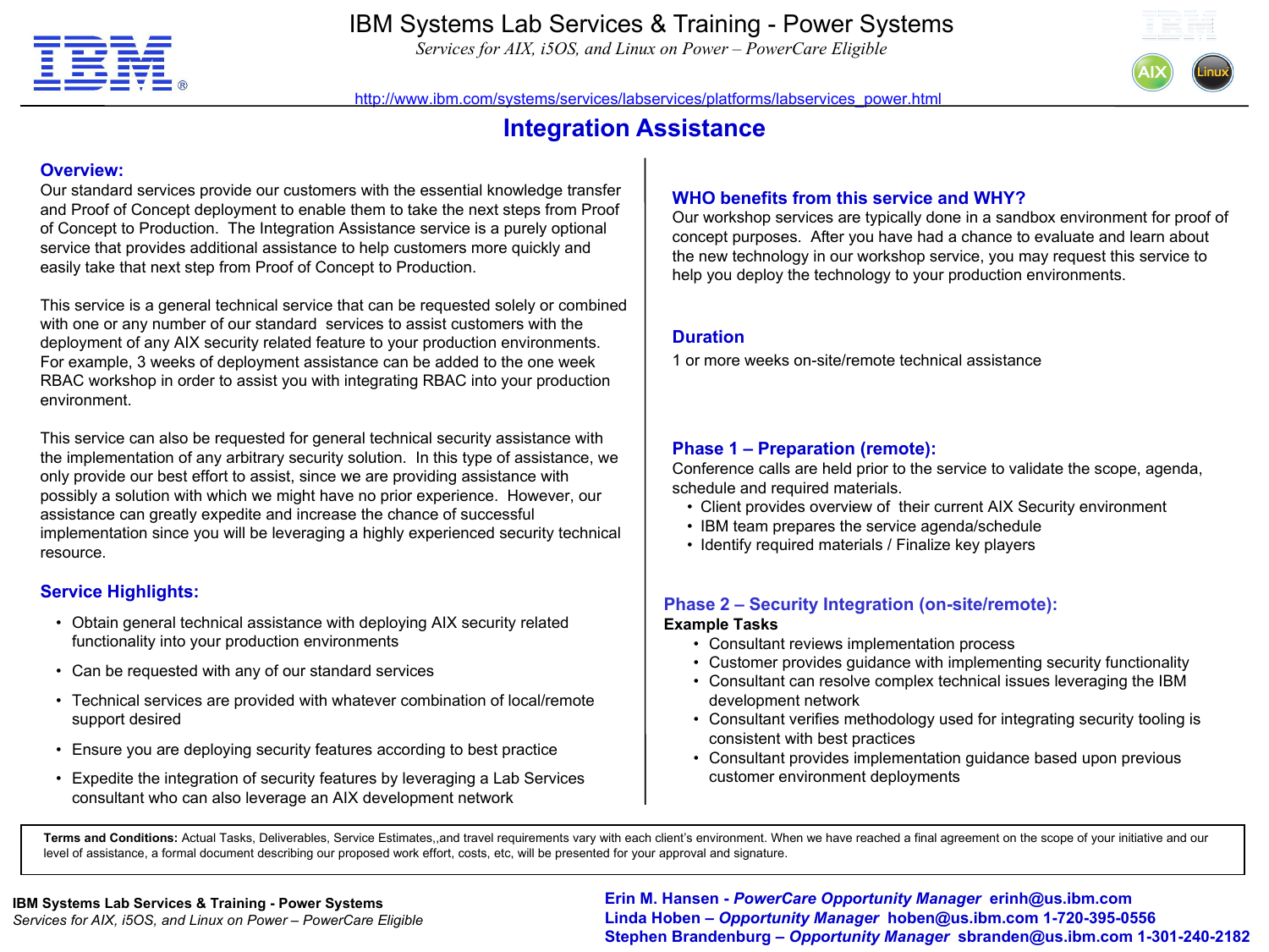# Integration Assistance

## Overview:

Our standard services provide our customers with the essential knowledge transfer and Proof of Concept deployment to enable them to take the next steps from Proof of Concept to Production. The Integration Assistance service is a purely optional service that provides additional assistance to help customers more quickly and easily take that next step from Proof of Concept to Production.

This service is a general technical service that can be requested solely or combined with one or any number of our standard services to assist customers with the deployment of any AIX security related feature to your production environments. For example, 3 weeks of deployment assistance can be added to the one week RBAC workshop in order to assist you with integrating RBAC into your production environment.

This service can also be requested for general technical security assistance with the implementation of any arbitrary security solution. In this type of assistance, we only provide our best effort to assist, since we are providing assistance with possibly a solution with which we might have no prior experience. However, our assistance can greatly expedite and increase the chance of successful implementation since you will be leveraging a highly experienced security technical resource.

## Service Highlights:

- Obtain general technical assistance with deploying AIX security related functionality into your production environments
- Can be requested with any of our standard services
- Technical services are provided with whatever combination of local/remote support desired
- Ensure you are deploying security features according to best practice
- Expedite the integration of security features by leveraging a Lab Services consultant who can also leverage an AIX development network

## WHO benefits from this service and WHY?

Our workshop services are typically done in a sandbox environment for proof of concept purposes. After you have had a chance to evaluate and learn about the new technology in our workshop service, you may request this service to help you deploy the technology to your production environments.

## Duration

1 or more weeks on-site/remote technical assistance

## Phase 1 – Preparation (remote):

Conference calls are held prior to the service to validate the scope, agenda, schedule and required materials.

- Client provides overview of their current AIX Security environment
- IBM team prepares the service agenda/schedule
- Identify required materials / Finalize key players

## Phase 2 – Security Integration (on-site/remote):

**Example Tasks**

- Consultant reviews implementation process
- Customer provides guidance with implementing security functionality
- Consultant can resolve complex technical issues leveraging the IBM development network
- Consultant verifies methodology used for integrating security tooling is consistent with best practices
- Consultant provides implementation guidance based upon previous customer environment deployments

**Terms and Conditions:** Actual Tasks, Deliverables, Service Estimates,,and travel requirements vary with each client's environment. When we have reached a final agreement on the scope of your initiative and our level of assistance, a formal document describing our proposed work effort, costs, etc, will be presented for your approval and signature.

**Erin M. Hansen - *PowerCare Opportunity Manager* erinh@us.ibm.com**
**Linda Hoben – *Opportunity Manager* hoben@us.ibm.com 1-720-395-0556**
**Stephen Brandenburg – *Opportunity Manager* sbranden@us.ibm.com 1-301-240-2182**